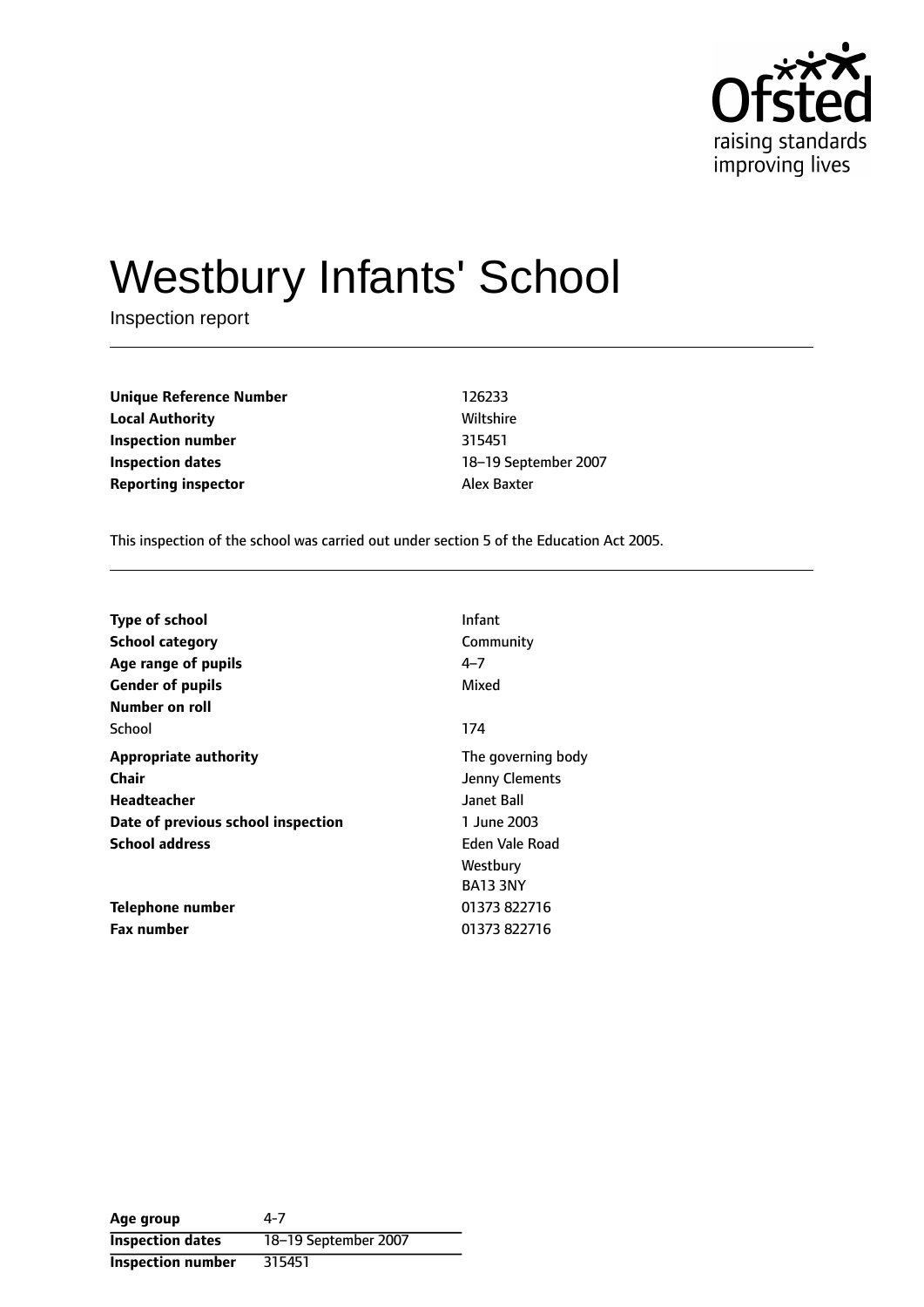# Westbury Infants' School

Inspection report

| | |
|---|---|
| **Unique Reference Number** | 126233 |
| **Local Authority** | Wiltshire |
| **Inspection number** | 315451 |
| **Inspection dates** | 18–19 September 2007 |
| **Reporting inspector** | Alex Baxter |

This inspection of the school was carried out under section 5 of the Education Act 2005.

| | |
|---|---|
| **Type of school** | Infant |
| **School category** | Community |
| **Age range of pupils** | 4–7 |
| **Gender of pupils** | Mixed |
| **Number on roll** | |
| School | 174 |
| **Appropriate authority** | The governing body |
| **Chair** | Jenny Clements |
| **Headteacher** | Janet Ball |
| **Date of previous school inspection** | 1 June 2003 |
| **School address** | Eden Vale Road<br>Westbury<br>BA13 3NY |
| **Telephone number** | 01373 822716 |
| **Fax number** | 01373 822716 |

| | |
|---|---|
| **Age group** | 4-7 |
| **Inspection dates** | 18–19 September 2007 |
| **Inspection number** | 315451 |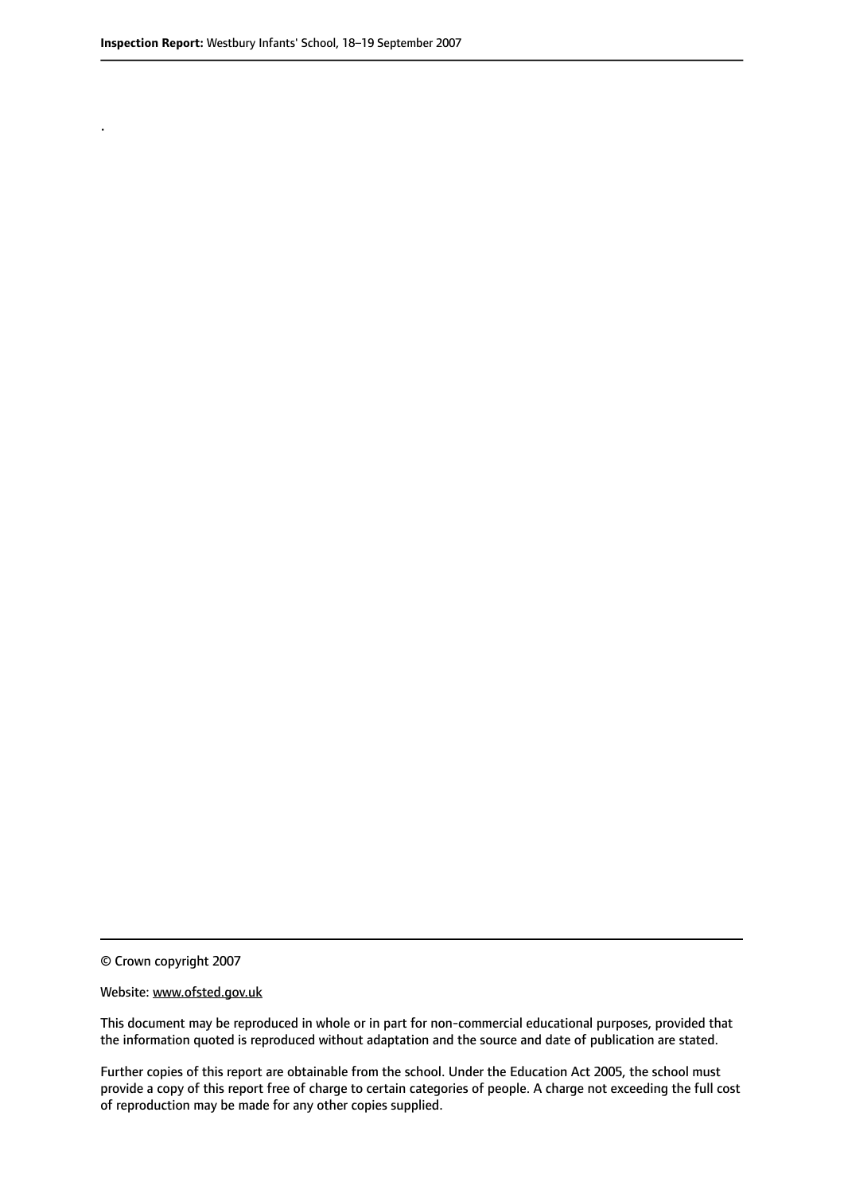.

© Crown copyright 2007

Website: www.ofsted.gov.uk

This document may be reproduced in whole or in part for non-commercial educational purposes, provided that the information quoted is reproduced without adaptation and the source and date of publication are stated.

Further copies of this report are obtainable from the school. Under the Education Act 2005, the school must provide a copy of this report free of charge to certain categories of people. A charge not exceeding the full cost of reproduction may be made for any other copies supplied.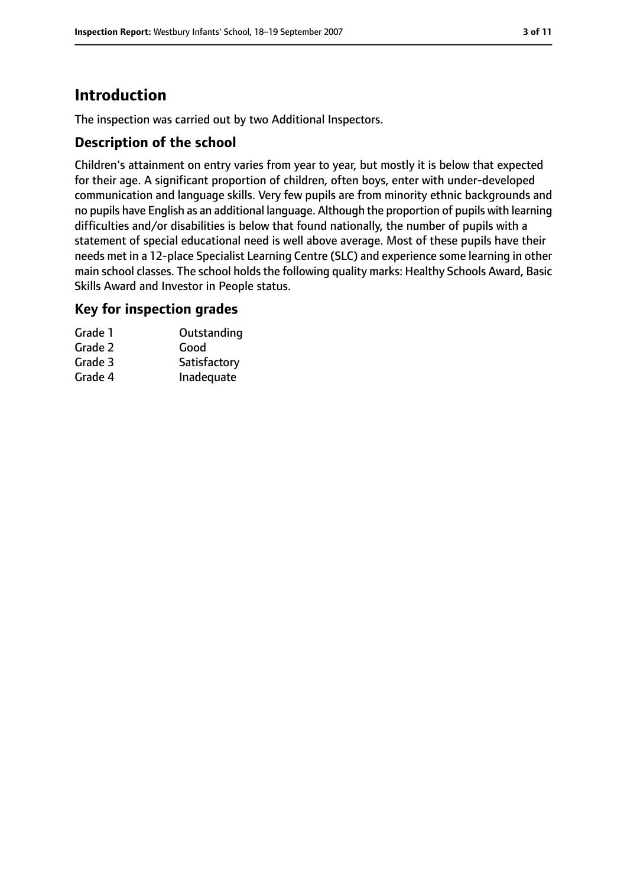# Introduction

The inspection was carried out by two Additional Inspectors.

## Description of the school

Children's attainment on entry varies from year to year, but mostly it is below that expected for their age. A significant proportion of children, often boys, enter with under-developed communication and language skills. Very few pupils are from minority ethnic backgrounds and no pupils have English as an additional language. Although the proportion of pupils with learning difficulties and/or disabilities is below that found nationally, the number of pupils with a statement of special educational need is well above average. Most of these pupils have their needs met in a 12-place Specialist Learning Centre (SLC) and experience some learning in other main school classes. The school holds the following quality marks: Healthy Schools Award, Basic Skills Award and Investor in People status.

## Key for inspection grades

| | |
|---|---|
| Grade 1 | Outstanding |
| Grade 2 | Good |
| Grade 3 | Satisfactory |
| Grade 4 | Inadequate |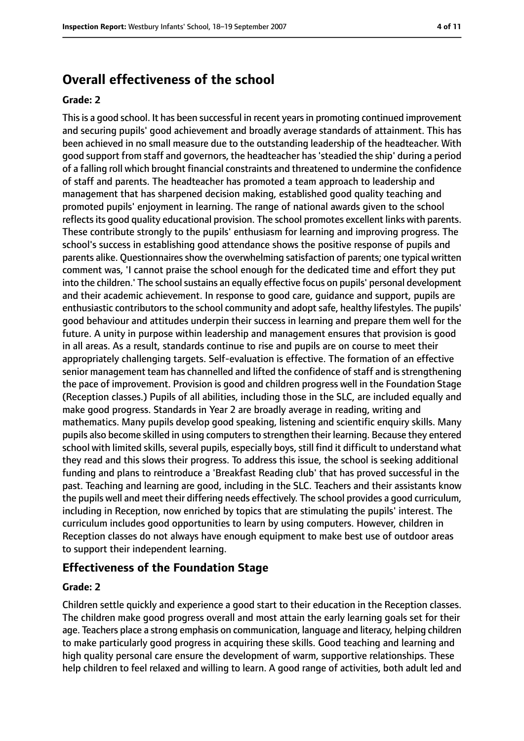## Overall effectiveness of the school

### Grade: 2

This is a good school. It has been successful in recent years in promoting continued improvement and securing pupils' good achievement and broadly average standards of attainment. This has been achieved in no small measure due to the outstanding leadership of the headteacher. With good support from staff and governors, the headteacher has 'steadied the ship' during a period of a falling roll which brought financial constraints and threatened to undermine the confidence of staff and parents. The headteacher has promoted a team approach to leadership and management that has sharpened decision making, established good quality teaching and promoted pupils' enjoyment in learning. The range of national awards given to the school reflects its good quality educational provision. The school promotes excellent links with parents. These contribute strongly to the pupils' enthusiasm for learning and improving progress. The school's success in establishing good attendance shows the positive response of pupils and parents alike. Questionnaires show the overwhelming satisfaction of parents; one typical written comment was, 'I cannot praise the school enough for the dedicated time and effort they put into the children.' The school sustains an equally effective focus on pupils' personal development and their academic achievement. In response to good care, guidance and support, pupils are enthusiastic contributors to the school community and adopt safe, healthy lifestyles. The pupils' good behaviour and attitudes underpin their success in learning and prepare them well for the future. A unity in purpose within leadership and management ensures that provision is good in all areas. As a result, standards continue to rise and pupils are on course to meet their appropriately challenging targets. Self-evaluation is effective. The formation of an effective senior management team has channelled and lifted the confidence of staff and is strengthening the pace of improvement. Provision is good and children progress well in the Foundation Stage (Reception classes.) Pupils of all abilities, including those in the SLC, are included equally and make good progress. Standards in Year 2 are broadly average in reading, writing and mathematics. Many pupils develop good speaking, listening and scientific enquiry skills. Many pupils also become skilled in using computers to strengthen their learning. Because they entered school with limited skills, several pupils, especially boys, still find it difficult to understand what they read and this slows their progress. To address this issue, the school is seeking additional funding and plans to reintroduce a 'Breakfast Reading club' that has proved successful in the past. Teaching and learning are good, including in the SLC. Teachers and their assistants know the pupils well and meet their differing needs effectively. The school provides a good curriculum, including in Reception, now enriched by topics that are stimulating the pupils' interest. The curriculum includes good opportunities to learn by using computers. However, children in Reception classes do not always have enough equipment to make best use of outdoor areas to support their independent learning.

## Effectiveness of the Foundation Stage

### Grade: 2

Children settle quickly and experience a good start to their education in the Reception classes. The children make good progress overall and most attain the early learning goals set for their age. Teachers place a strong emphasis on communication, language and literacy, helping children to make particularly good progress in acquiring these skills. Good teaching and learning and high quality personal care ensure the development of warm, supportive relationships. These help children to feel relaxed and willing to learn. A good range of activities, both adult led and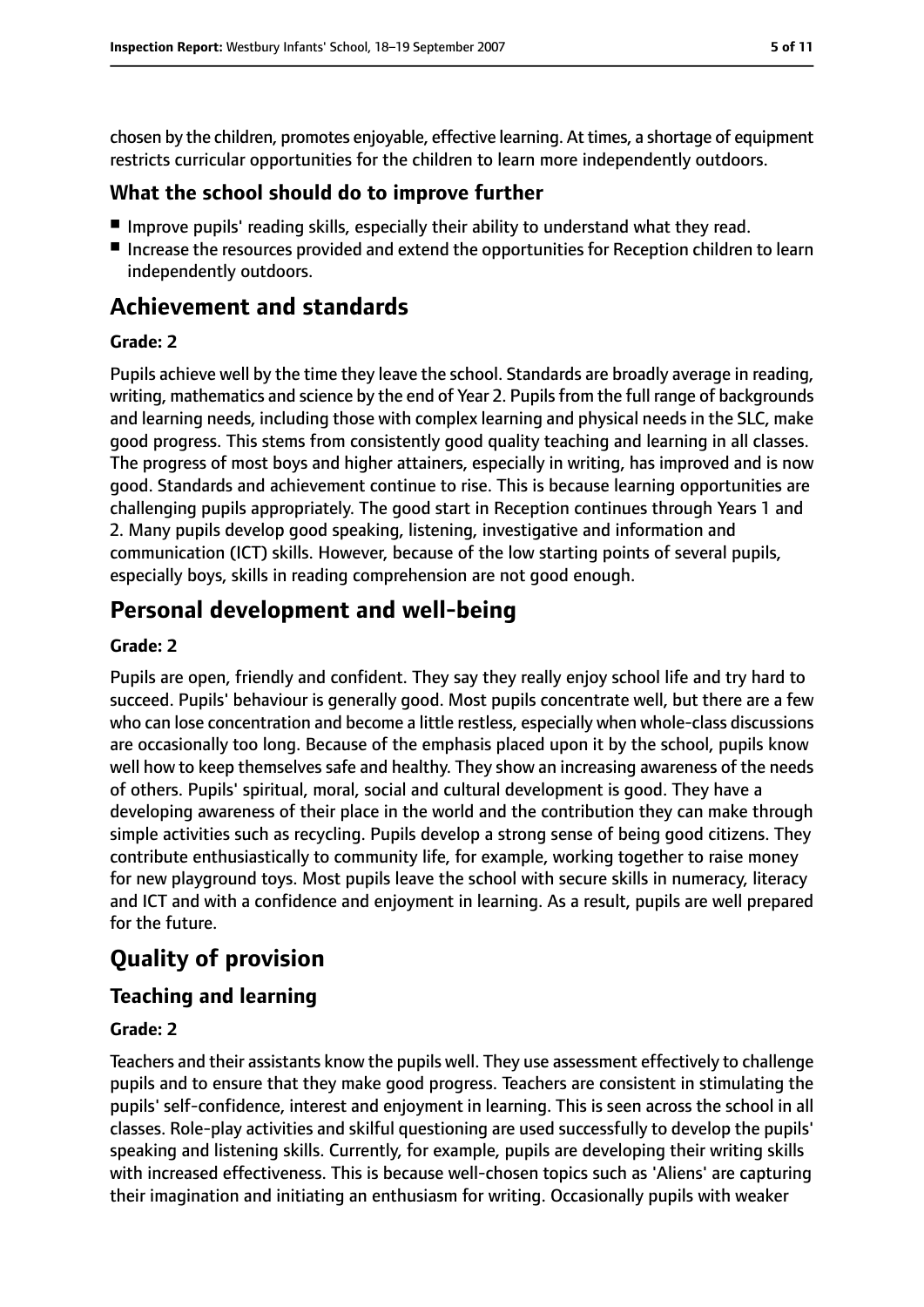chosen by the children, promotes enjoyable, effective learning. At times, a shortage of equipment restricts curricular opportunities for the children to learn more independently outdoors.

### What the school should do to improve further

- Improve pupils' reading skills, especially their ability to understand what they read.
- Increase the resources provided and extend the opportunities for Reception children to learn independently outdoors.

## Achievement and standards

#### Grade: 2

Pupils achieve well by the time they leave the school. Standards are broadly average in reading, writing, mathematics and science by the end of Year 2. Pupils from the full range of backgrounds and learning needs, including those with complex learning and physical needs in the SLC, make good progress. This stems from consistently good quality teaching and learning in all classes. The progress of most boys and higher attainers, especially in writing, has improved and is now good. Standards and achievement continue to rise. This is because learning opportunities are challenging pupils appropriately. The good start in Reception continues through Years 1 and 2. Many pupils develop good speaking, listening, investigative and information and communication (ICT) skills. However, because of the low starting points of several pupils, especially boys, skills in reading comprehension are not good enough.

## Personal development and well-being

#### Grade: 2

Pupils are open, friendly and confident. They say they really enjoy school life and try hard to succeed. Pupils' behaviour is generally good. Most pupils concentrate well, but there are a few who can lose concentration and become a little restless, especially when whole-class discussions are occasionally too long. Because of the emphasis placed upon it by the school, pupils know well how to keep themselves safe and healthy. They show an increasing awareness of the needs of others. Pupils' spiritual, moral, social and cultural development is good. They have a developing awareness of their place in the world and the contribution they can make through simple activities such as recycling. Pupils develop a strong sense of being good citizens. They contribute enthusiastically to community life, for example, working together to raise money for new playground toys. Most pupils leave the school with secure skills in numeracy, literacy and ICT and with a confidence and enjoyment in learning. As a result, pupils are well prepared for the future.

## Quality of provision

### Teaching and learning

#### Grade: 2

Teachers and their assistants know the pupils well. They use assessment effectively to challenge pupils and to ensure that they make good progress. Teachers are consistent in stimulating the pupils' self-confidence, interest and enjoyment in learning. This is seen across the school in all classes. Role-play activities and skilful questioning are used successfully to develop the pupils' speaking and listening skills. Currently, for example, pupils are developing their writing skills with increased effectiveness. This is because well-chosen topics such as 'Aliens' are capturing their imagination and initiating an enthusiasm for writing. Occasionally pupils with weaker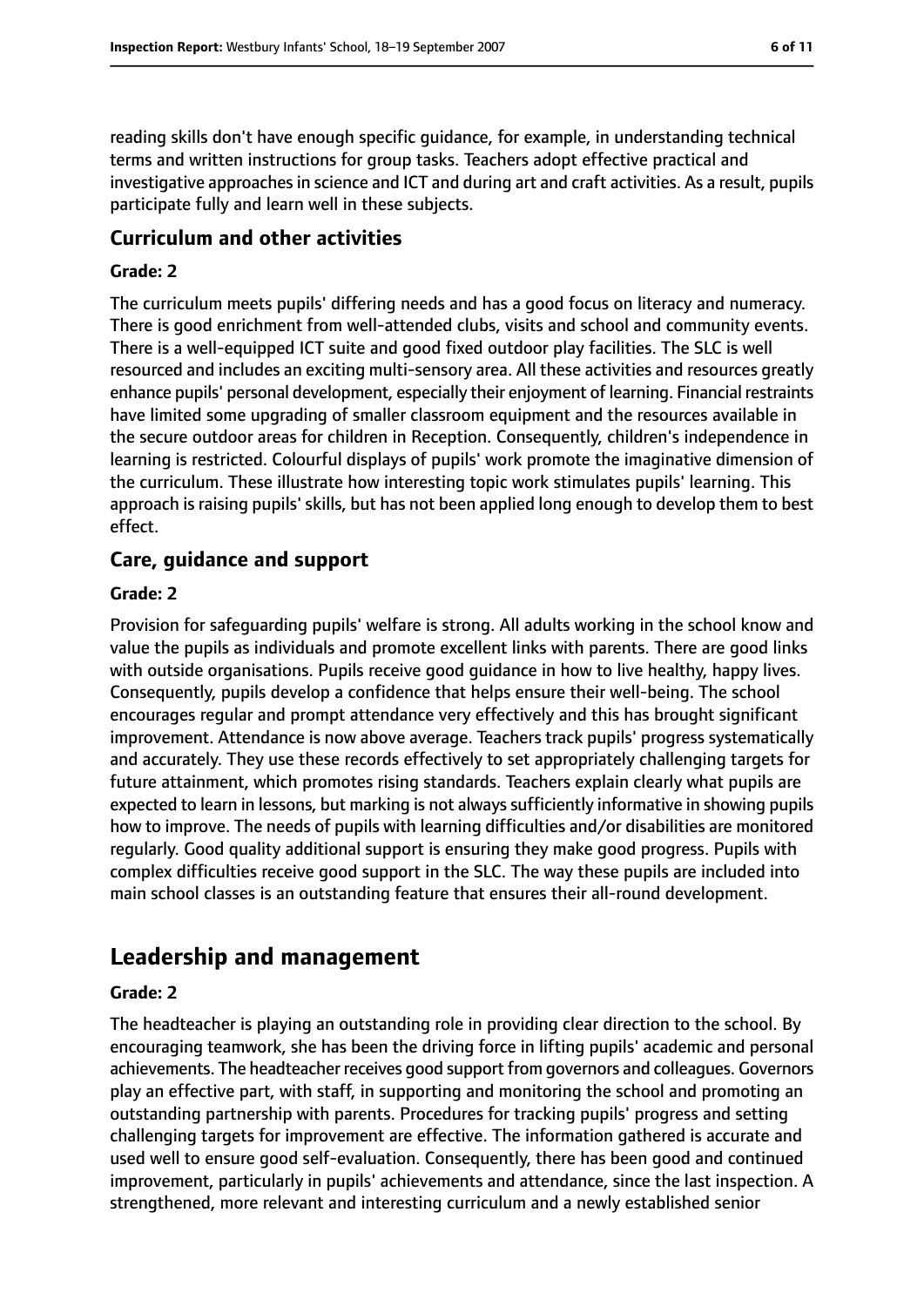reading skills don't have enough specific guidance, for example, in understanding technical terms and written instructions for group tasks. Teachers adopt effective practical and investigative approaches in science and ICT and during art and craft activities. As a result, pupils participate fully and learn well in these subjects.

### Curriculum and other activities

#### Grade: 2

The curriculum meets pupils' differing needs and has a good focus on literacy and numeracy. There is good enrichment from well-attended clubs, visits and school and community events. There is a well-equipped ICT suite and good fixed outdoor play facilities. The SLC is well resourced and includes an exciting multi-sensory area. All these activities and resources greatly enhance pupils' personal development, especially their enjoyment of learning. Financial restraints have limited some upgrading of smaller classroom equipment and the resources available in the secure outdoor areas for children in Reception. Consequently, children's independence in learning is restricted. Colourful displays of pupils' work promote the imaginative dimension of the curriculum. These illustrate how interesting topic work stimulates pupils' learning. This approach is raising pupils' skills, but has not been applied long enough to develop them to best effect.

### Care, guidance and support

#### Grade: 2

Provision for safeguarding pupils' welfare is strong. All adults working in the school know and value the pupils as individuals and promote excellent links with parents. There are good links with outside organisations. Pupils receive good guidance in how to live healthy, happy lives. Consequently, pupils develop a confidence that helps ensure their well-being. The school encourages regular and prompt attendance very effectively and this has brought significant improvement. Attendance is now above average. Teachers track pupils' progress systematically and accurately. They use these records effectively to set appropriately challenging targets for future attainment, which promotes rising standards. Teachers explain clearly what pupils are expected to learn in lessons, but marking is not always sufficiently informative in showing pupils how to improve. The needs of pupils with learning difficulties and/or disabilities are monitored regularly. Good quality additional support is ensuring they make good progress. Pupils with complex difficulties receive good support in the SLC. The way these pupils are included into main school classes is an outstanding feature that ensures their all-round development.

## Leadership and management

#### Grade: 2

The headteacher is playing an outstanding role in providing clear direction to the school. By encouraging teamwork, she has been the driving force in lifting pupils' academic and personal achievements. The headteacher receives good support from governors and colleagues. Governors play an effective part, with staff, in supporting and monitoring the school and promoting an outstanding partnership with parents. Procedures for tracking pupils' progress and setting challenging targets for improvement are effective. The information gathered is accurate and used well to ensure good self-evaluation. Consequently, there has been good and continued improvement, particularly in pupils' achievements and attendance, since the last inspection. A strengthened, more relevant and interesting curriculum and a newly established senior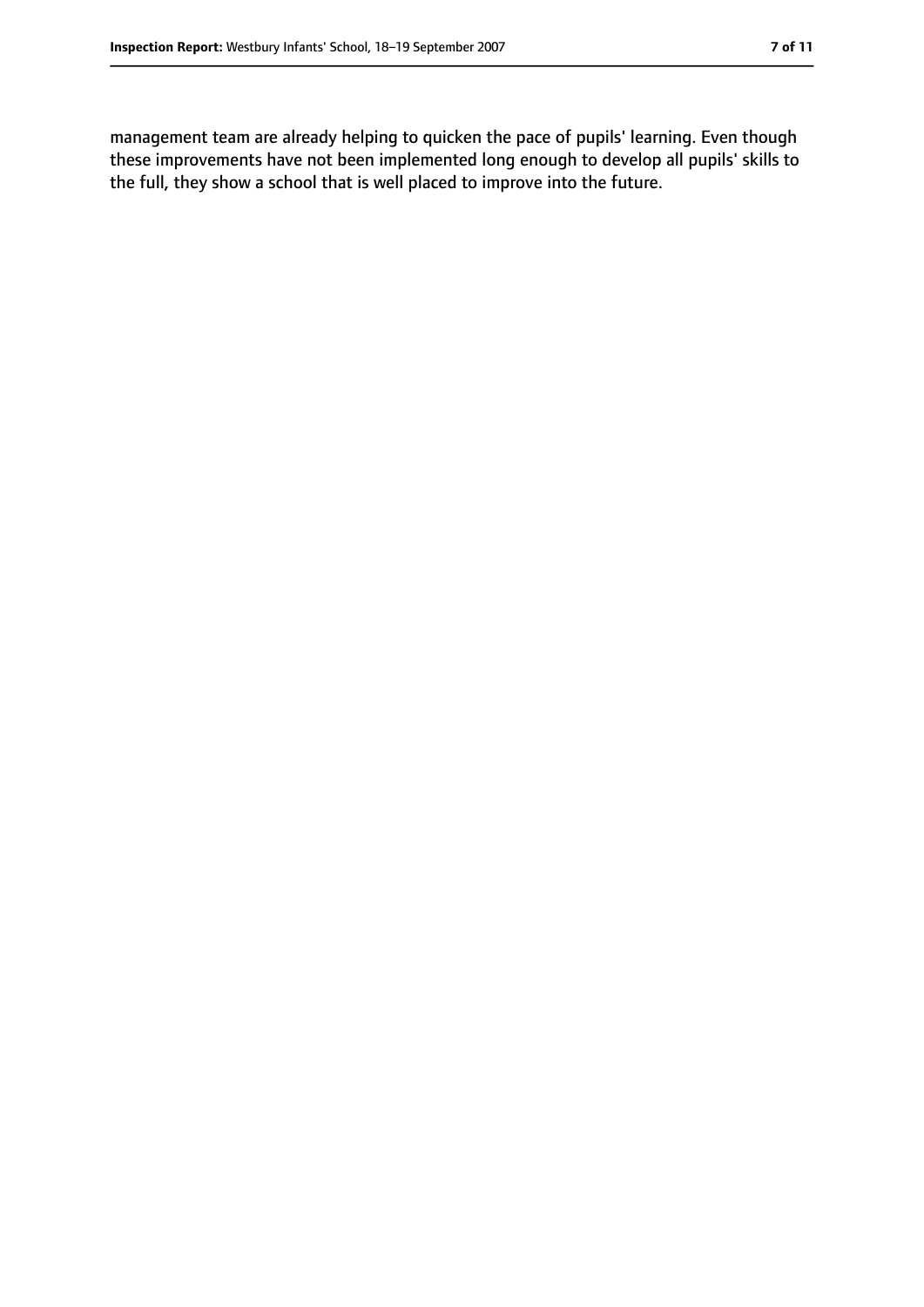management team are already helping to quicken the pace of pupils' learning. Even though these improvements have not been implemented long enough to develop all pupils' skills to the full, they show a school that is well placed to improve into the future.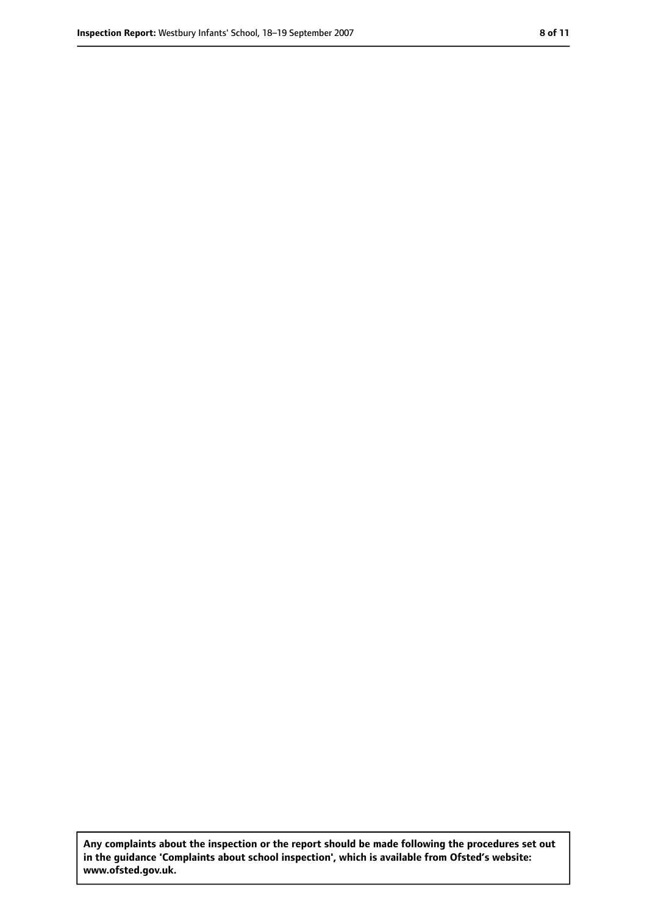**Any complaints about the inspection or the report should be made following the procedures set out in the guidance 'Complaints about school inspection', which is available from Ofsted's website: www.ofsted.gov.uk.**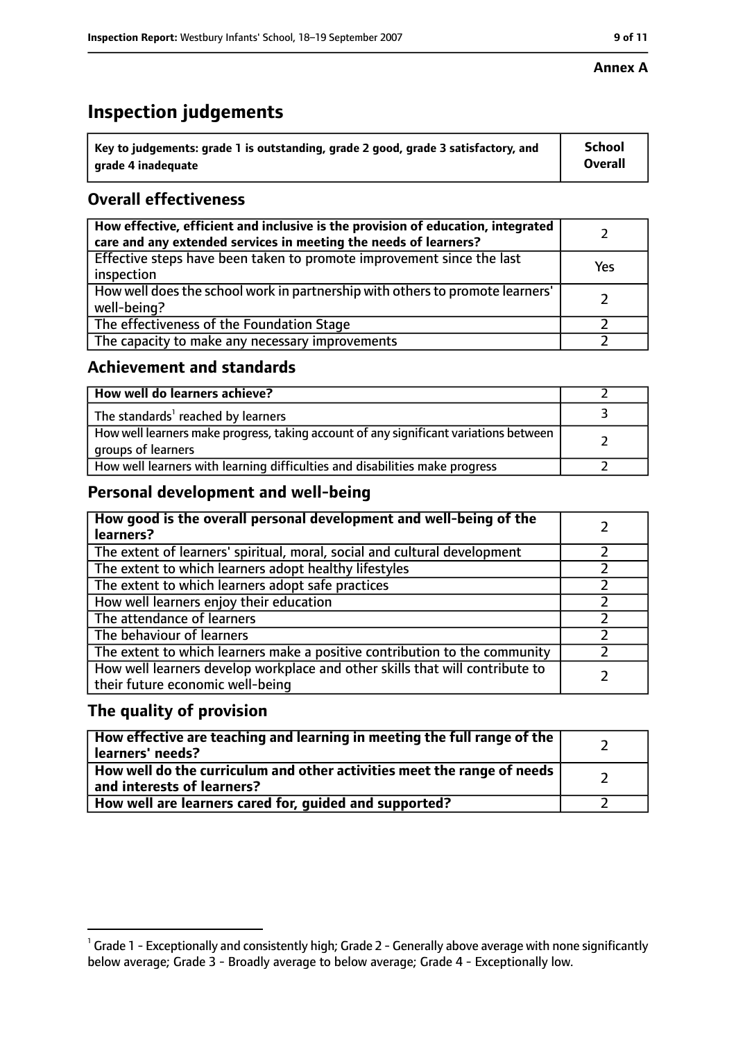**Annex A**

# Inspection judgements

| Key to judgements: grade 1 is outstanding, grade 2 good, grade 3 satisfactory, and grade 4 inadequate | School Overall |
|---|---|

## Overall effectiveness

| | |
|---|---|
| **How effective, efficient and inclusive is the provision of education, integrated care and any extended services in meeting the needs of learners?** | 2 |
| Effective steps have been taken to promote improvement since the last inspection | Yes |
| How well does the school work in partnership with others to promote learners' well-being? | 2 |
| The effectiveness of the Foundation Stage | 2 |
| The capacity to make any necessary improvements | 2 |

## Achievement and standards

| | |
|---|---|
| **How well do learners achieve?** | 2 |
| The standards[1] reached by learners | 3 |
| How well learners make progress, taking account of any significant variations between groups of learners | 2 |
| How well learners with learning difficulties and disabilities make progress | 2 |

## Personal development and well-being

| | |
|---|---|
| **How good is the overall personal development and well-being of the learners?** | 2 |
| The extent of learners' spiritual, moral, social and cultural development | 2 |
| The extent to which learners adopt healthy lifestyles | 2 |
| The extent to which learners adopt safe practices | 2 |
| How well learners enjoy their education | 2 |
| The attendance of learners | 2 |
| The behaviour of learners | 2 |
| The extent to which learners make a positive contribution to the community | 2 |
| How well learners develop workplace and other skills that will contribute to their future economic well-being | 2 |

## The quality of provision

| | |
|---|---|
| **How effective are teaching and learning in meeting the full range of the learners' needs?** | 2 |
| **How well do the curriculum and other activities meet the range of needs and interests of learners?** | 2 |
| **How well are learners cared for, guided and supported?** | 2 |

[1] Grade 1 - Exceptionally and consistently high; Grade 2 - Generally above average with none significantly below average; Grade 3 - Broadly average to below average; Grade 4 - Exceptionally low.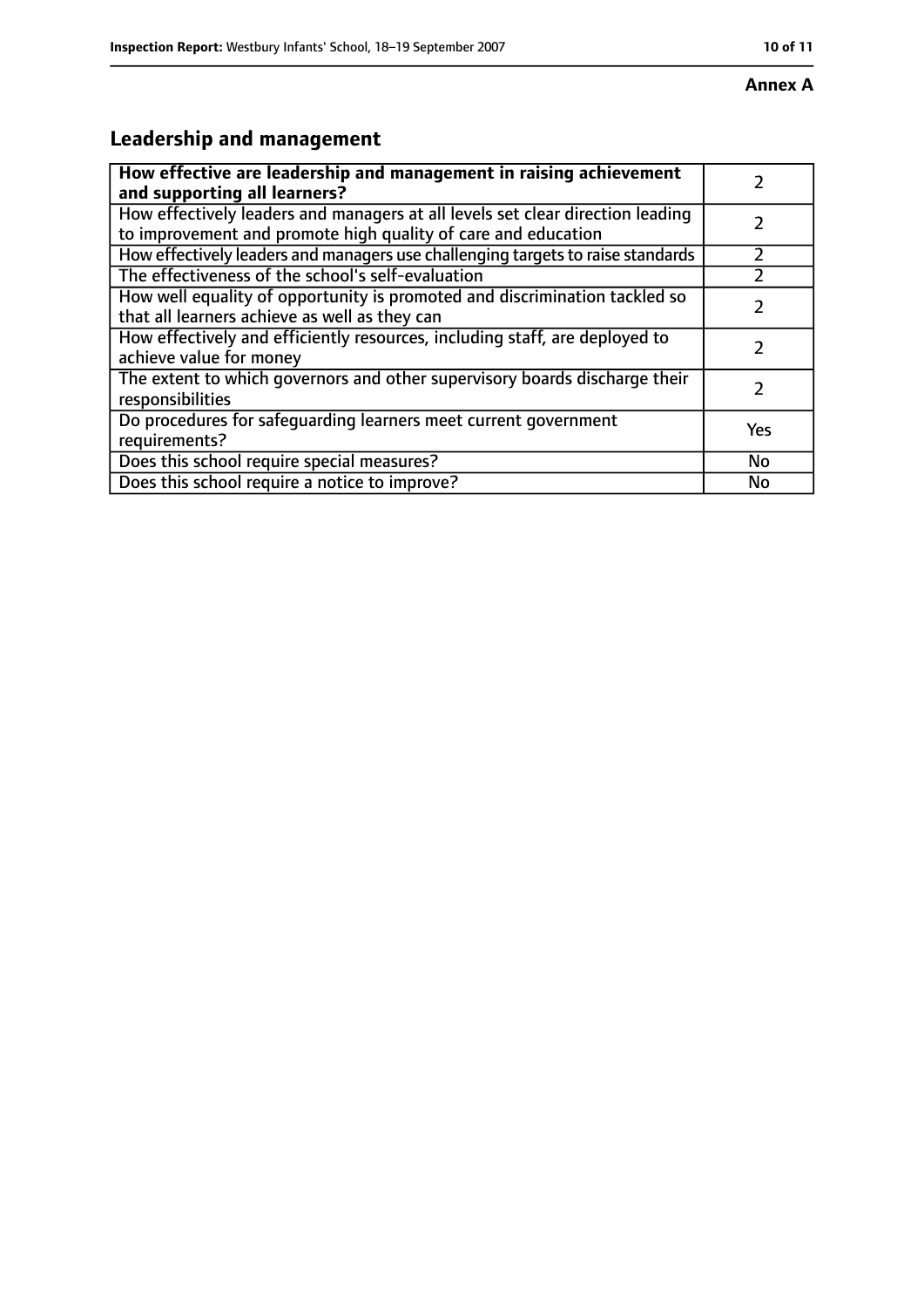**Annex A**

## Leadership and management

| How effective are leadership and management in raising achievement and supporting all learners? | 2 |
|---|---|
| How effectively leaders and managers at all levels set clear direction leading to improvement and promote high quality of care and education | 2 |
| How effectively leaders and managers use challenging targets to raise standards | 2 |
| The effectiveness of the school's self-evaluation | 2 |
| How well equality of opportunity is promoted and discrimination tackled so that all learners achieve as well as they can | 2 |
| How effectively and efficiently resources, including staff, are deployed to achieve value for money | 2 |
| The extent to which governors and other supervisory boards discharge their responsibilities | 2 |
| Do procedures for safeguarding learners meet current government requirements? | Yes |
| Does this school require special measures? | No |
| Does this school require a notice to improve? | No |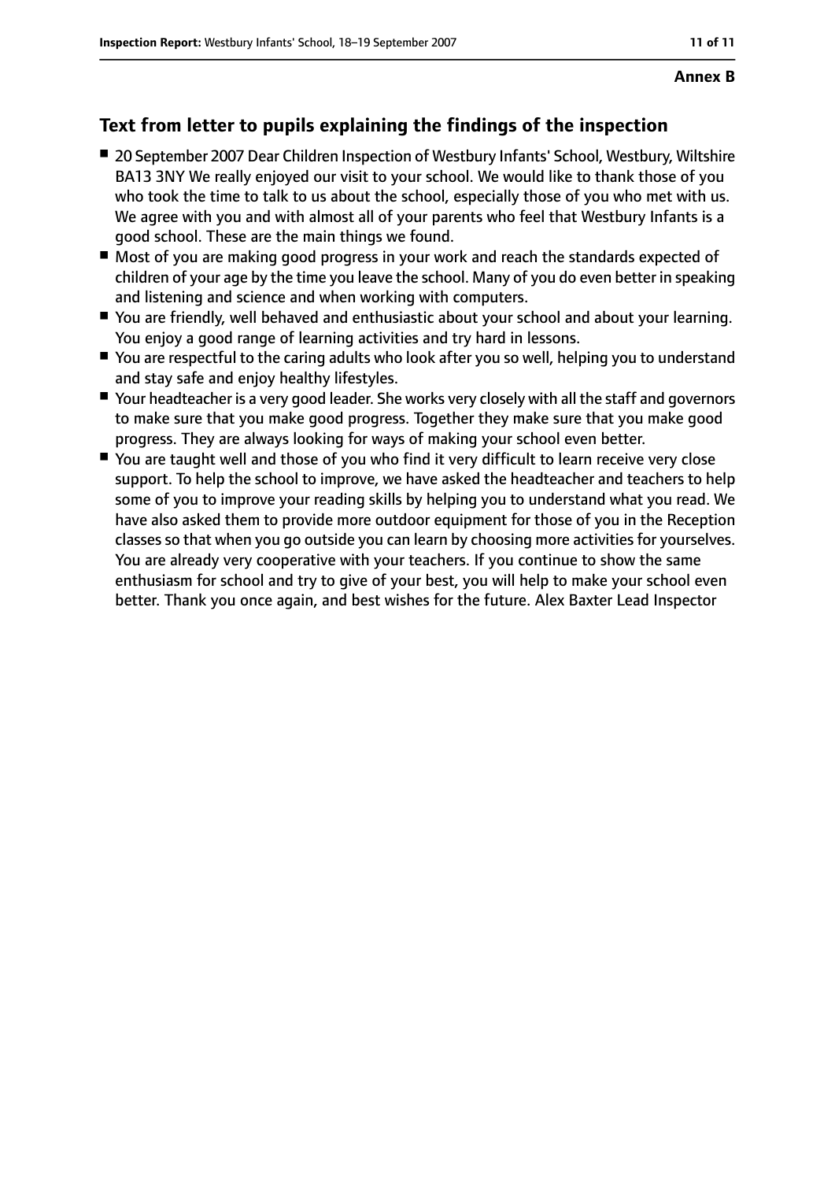**Annex B**

## Text from letter to pupils explaining the findings of the inspection

- 20 September 2007 Dear Children Inspection of Westbury Infants' School, Westbury, Wiltshire BA13 3NY We really enjoyed our visit to your school. We would like to thank those of you who took the time to talk to us about the school, especially those of you who met with us. We agree with you and with almost all of your parents who feel that Westbury Infants is a good school. These are the main things we found.
- Most of you are making good progress in your work and reach the standards expected of children of your age by the time you leave the school. Many of you do even better in speaking and listening and science and when working with computers.
- You are friendly, well behaved and enthusiastic about your school and about your learning. You enjoy a good range of learning activities and try hard in lessons.
- You are respectful to the caring adults who look after you so well, helping you to understand and stay safe and enjoy healthy lifestyles.
- Your headteacher is a very good leader. She works very closely with all the staff and governors to make sure that you make good progress. Together they make sure that you make good progress. They are always looking for ways of making your school even better.
- You are taught well and those of you who find it very difficult to learn receive very close support. To help the school to improve, we have asked the headteacher and teachers to help some of you to improve your reading skills by helping you to understand what you read. We have also asked them to provide more outdoor equipment for those of you in the Reception classes so that when you go outside you can learn by choosing more activities for yourselves. You are already very cooperative with your teachers. If you continue to show the same enthusiasm for school and try to give of your best, you will help to make your school even better. Thank you once again, and best wishes for the future. Alex Baxter Lead Inspector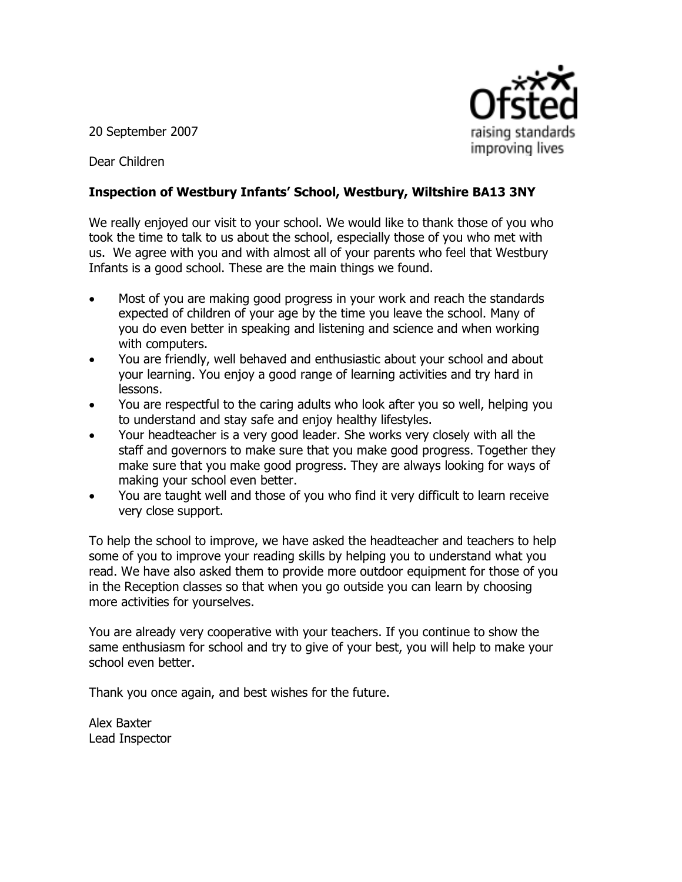20 September 2007

Dear Children

**Inspection of Westbury Infants' School, Westbury, Wiltshire BA13 3NY**

We really enjoyed our visit to your school. We would like to thank those of you who took the time to talk to us about the school, especially those of you who met with us. We agree with you and with almost all of your parents who feel that Westbury Infants is a good school. These are the main things we found.

- Most of you are making good progress in your work and reach the standards expected of children of your age by the time you leave the school. Many of you do even better in speaking and listening and science and when working with computers.
- You are friendly, well behaved and enthusiastic about your school and about your learning. You enjoy a good range of learning activities and try hard in lessons.
- You are respectful to the caring adults who look after you so well, helping you to understand and stay safe and enjoy healthy lifestyles.
- Your headteacher is a very good leader. She works very closely with all the staff and governors to make sure that you make good progress. Together they make sure that you make good progress. They are always looking for ways of making your school even better.
- You are taught well and those of you who find it very difficult to learn receive very close support.

To help the school to improve, we have asked the headteacher and teachers to help some of you to improve your reading skills by helping you to understand what you read. We have also asked them to provide more outdoor equipment for those of you in the Reception classes so that when you go outside you can learn by choosing more activities for yourselves.

You are already very cooperative with your teachers. If you continue to show the same enthusiasm for school and try to give of your best, you will help to make your school even better.

Thank you once again, and best wishes for the future.

Alex Baxter
Lead Inspector